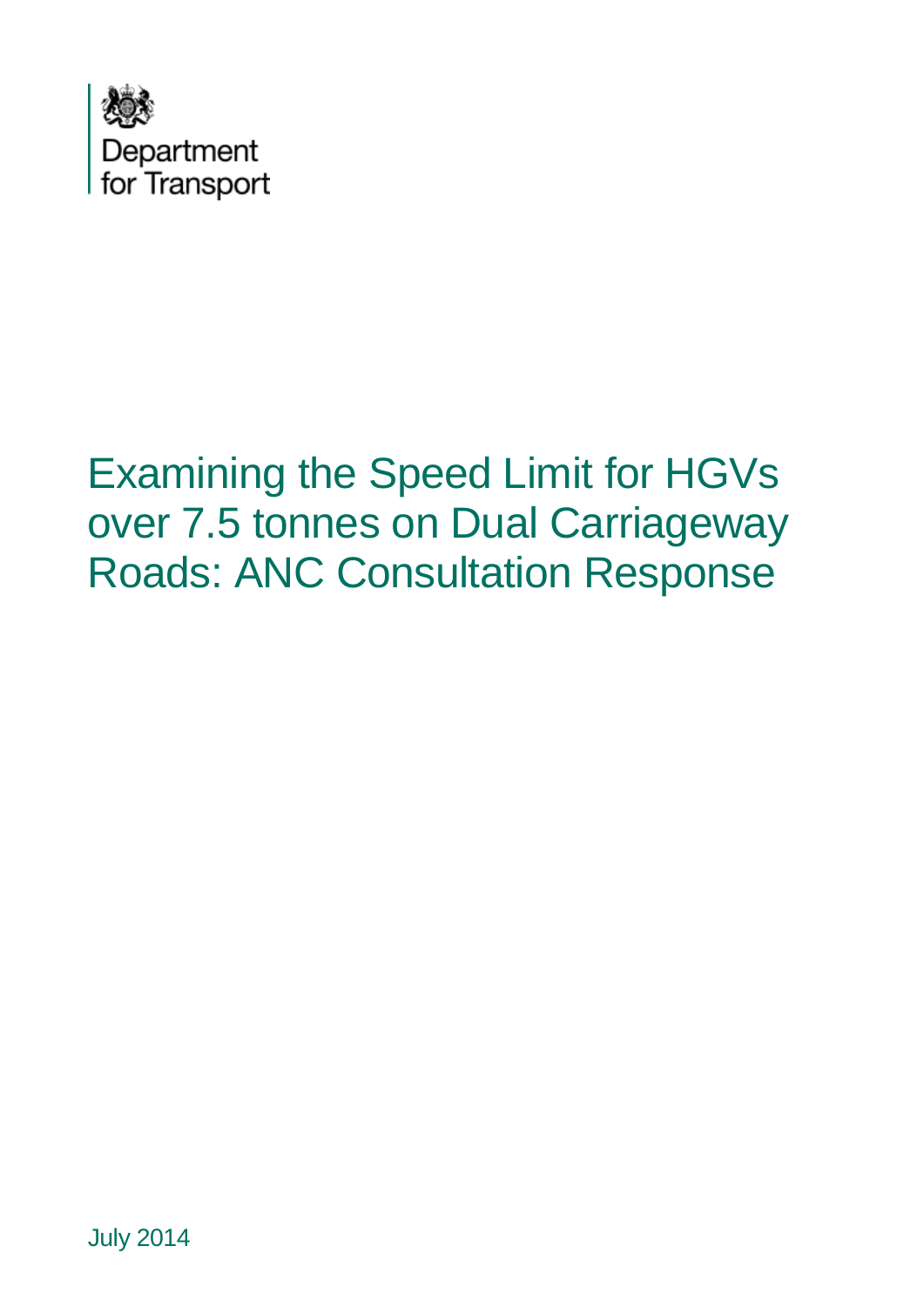Department
for Transport

# Examining the Speed Limit for HGVs over 7.5 tonnes on Dual Carriageway Roads: ANC Consultation Response

July 2014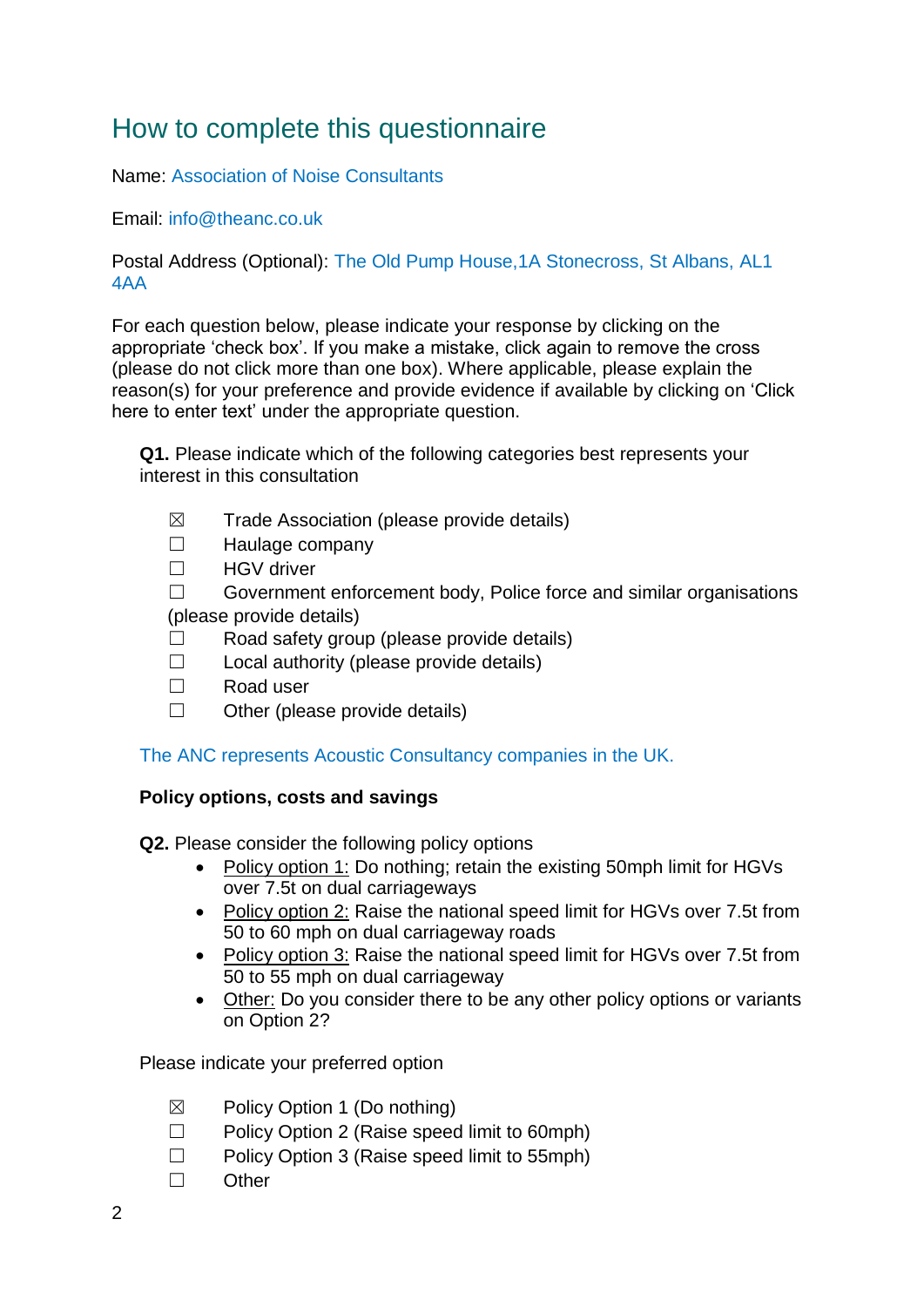# How to complete this questionnaire

Name: Association of Noise Consultants

Email: info@theanc.co.uk

Postal Address (Optional): The Old Pump House,1A Stonecross, St Albans, AL1 4AA

For each question below, please indicate your response by clicking on the appropriate 'check box'. If you make a mistake, click again to remove the cross (please do not click more than one box). Where applicable, please explain the reason(s) for your preference and provide evidence if available by clicking on 'Click here to enter text' under the appropriate question.

**Q1.** Please indicate which of the following categories best represents your interest in this consultation

☒ Trade Association (please provide details)
☐ Haulage company
☐ HGV driver
☐ Government enforcement body, Police force and similar organisations (please provide details)
☐ Road safety group (please provide details)
☐ Local authority (please provide details)
☐ Road user
☐ Other (please provide details)

The ANC represents Acoustic Consultancy companies in the UK.

**Policy options, costs and savings**

**Q2.** Please consider the following policy options

- Policy option 1: Do nothing; retain the existing 50mph limit for HGVs over 7.5t on dual carriageways
- Policy option 2: Raise the national speed limit for HGVs over 7.5t from 50 to 60 mph on dual carriageway roads
- Policy option 3: Raise the national speed limit for HGVs over 7.5t from 50 to 55 mph on dual carriageway
- Other: Do you consider there to be any other policy options or variants on Option 2?

Please indicate your preferred option

☒ Policy Option 1 (Do nothing)
☐ Policy Option 2 (Raise speed limit to 60mph)
☐ Policy Option 3 (Raise speed limit to 55mph)
☐ Other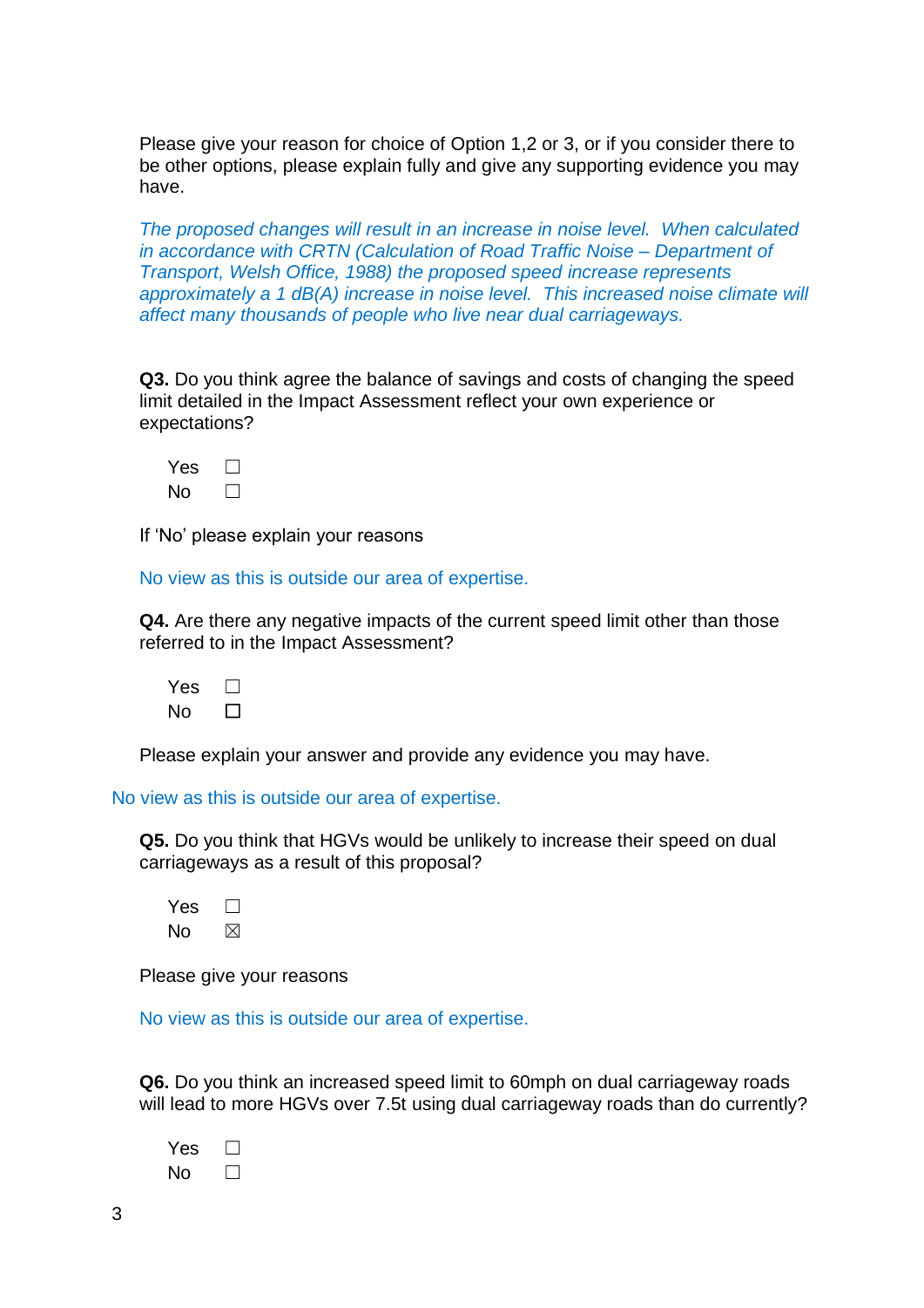Please give your reason for choice of Option 1,2 or 3, or if you consider there to be other options, please explain fully and give any supporting evidence you may have.

*The proposed changes will result in an increase in noise level. When calculated in accordance with CRTN (Calculation of Road Traffic Noise – Department of Transport, Welsh Office, 1988) the proposed speed increase represents approximately a 1 dB(A) increase in noise level. This increased noise climate will affect many thousands of people who live near dual carriageways.*

**Q3.** Do you think agree the balance of savings and costs of changing the speed limit detailed in the Impact Assessment reflect your own experience or expectations?

Yes ☐
No ☐

If 'No' please explain your reasons

No view as this is outside our area of expertise.

**Q4.** Are there any negative impacts of the current speed limit other than those referred to in the Impact Assessment?

Yes ☐
No ☐

Please explain your answer and provide any evidence you may have.

No view as this is outside our area of expertise.

**Q5.** Do you think that HGVs would be unlikely to increase their speed on dual carriageways as a result of this proposal?

Yes ☐
No ☒

Please give your reasons

No view as this is outside our area of expertise.

**Q6.** Do you think an increased speed limit to 60mph on dual carriageway roads will lead to more HGVs over 7.5t using dual carriageway roads than do currently?

Yes ☐
No ☐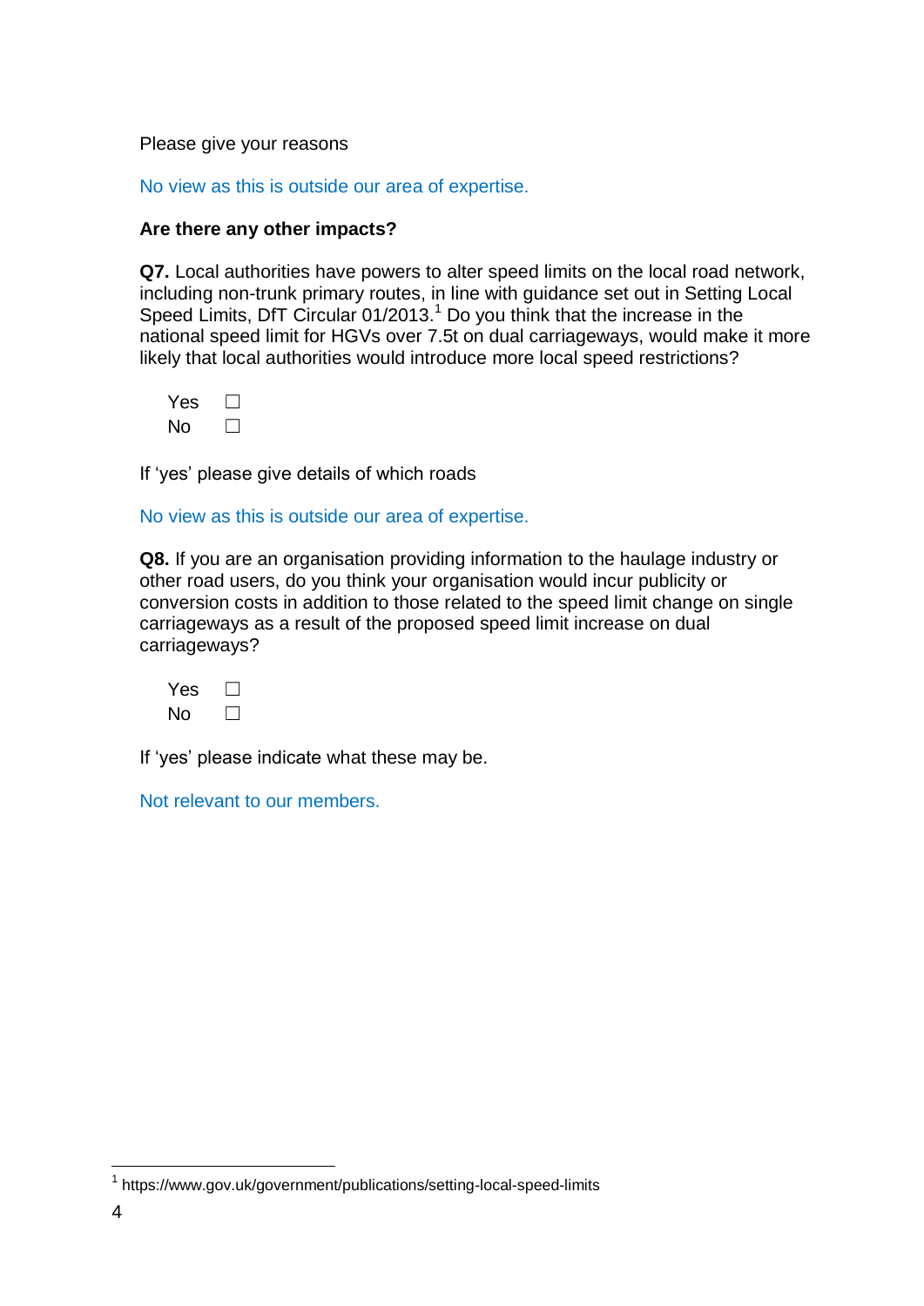Please give your reasons

No view as this is outside our area of expertise.

**Are there any other impacts?**

**Q7.** Local authorities have powers to alter speed limits on the local road network, including non-trunk primary routes, in line with guidance set out in Setting Local Speed Limits, DfT Circular 01/2013.[1] Do you think that the increase in the national speed limit for HGVs over 7.5t on dual carriageways, would make it more likely that local authorities would introduce more local speed restrictions?

Yes ☐
No ☐

If 'yes' please give details of which roads

No view as this is outside our area of expertise.

**Q8.** If you are an organisation providing information to the haulage industry or other road users, do you think your organisation would incur publicity or conversion costs in addition to those related to the speed limit change on single carriageways as a result of the proposed speed limit increase on dual carriageways?

Yes ☐
No ☐

If 'yes' please indicate what these may be.

Not relevant to our members.

[1] https://www.gov.uk/government/publications/setting-local-speed-limits